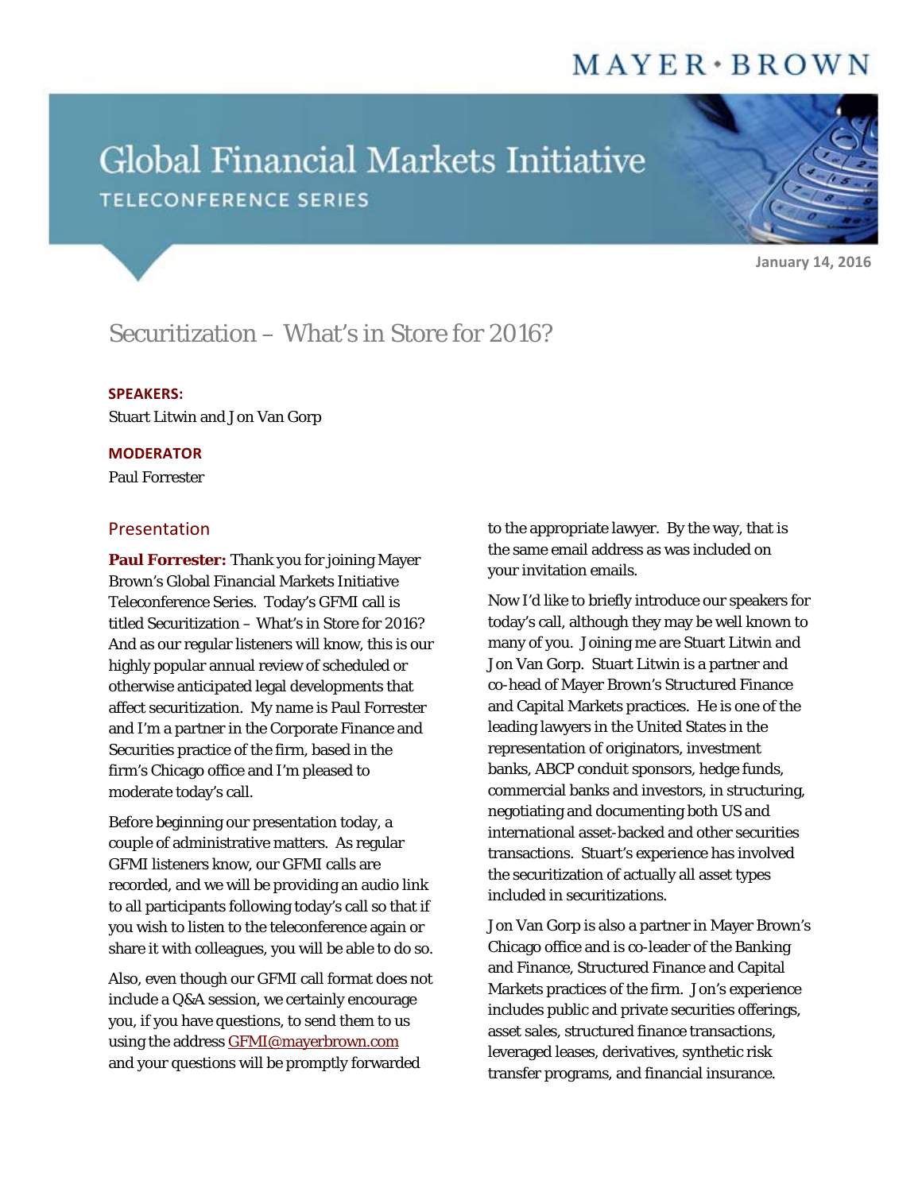MAYER • BROWN

# Global Financial Markets Initiative

TELECONFERENCE SERIES

January 14, 2016

## Securitization – What's in Store for 2016?

**SPEAKERS:**

Stuart Litwin and Jon Van Gorp

**MODERATOR**

Paul Forrester

### Presentation

**Paul Forrester:** Thank you for joining Mayer Brown's Global Financial Markets Initiative Teleconference Series. Today's GFMI call is titled Securitization – What's in Store for 2016? And as our regular listeners will know, this is our highly popular annual review of scheduled or otherwise anticipated legal developments that affect securitization. My name is Paul Forrester and I'm a partner in the Corporate Finance and Securities practice of the firm, based in the firm's Chicago office and I'm pleased to moderate today's call.

Before beginning our presentation today, a couple of administrative matters. As regular GFMI listeners know, our GFMI calls are recorded, and we will be providing an audio link to all participants following today's call so that if you wish to listen to the teleconference again or share it with colleagues, you will be able to do so.

Also, even though our GFMI call format does not include a Q&A session, we certainly encourage you, if you have questions, to send them to us using the address GFMI@mayerbrown.com and your questions will be promptly forwarded to the appropriate lawyer. By the way, that is the same email address as was included on your invitation emails.

Now I'd like to briefly introduce our speakers for today's call, although they may be well known to many of you. Joining me are Stuart Litwin and Jon Van Gorp. Stuart Litwin is a partner and co-head of Mayer Brown's Structured Finance and Capital Markets practices. He is one of the leading lawyers in the United States in the representation of originators, investment banks, ABCP conduit sponsors, hedge funds, commercial banks and investors, in structuring, negotiating and documenting both US and international asset-backed and other securities transactions. Stuart's experience has involved the securitization of actually all asset types included in securitizations.

Jon Van Gorp is also a partner in Mayer Brown's Chicago office and is co-leader of the Banking and Finance, Structured Finance and Capital Markets practices of the firm. Jon's experience includes public and private securities offerings, asset sales, structured finance transactions, leveraged leases, derivatives, synthetic risk transfer programs, and financial insurance.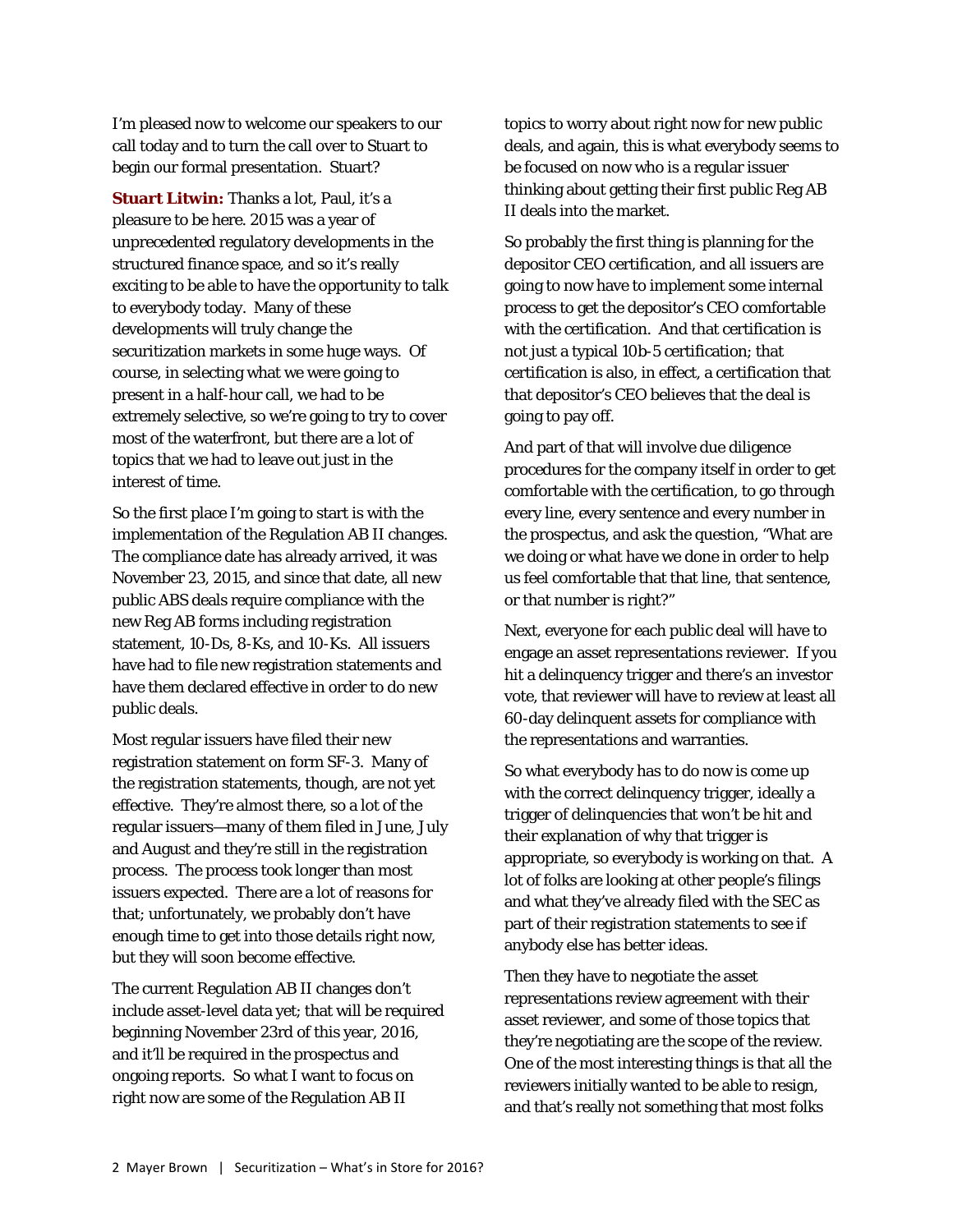I'm pleased now to welcome our speakers to our call today and to turn the call over to Stuart to begin our formal presentation. Stuart?

**Stuart Litwin:** Thanks a lot, Paul, it's a pleasure to be here. 2015 was a year of unprecedented regulatory developments in the structured finance space, and so it's really exciting to be able to have the opportunity to talk to everybody today. Many of these developments will truly change the securitization markets in some huge ways. Of course, in selecting what we were going to present in a half-hour call, we had to be extremely selective, so we're going to try to cover most of the waterfront, but there are a lot of topics that we had to leave out just in the interest of time.

So the first place I'm going to start is with the implementation of the Regulation AB II changes. The compliance date has already arrived, it was November 23, 2015, and since that date, all new public ABS deals require compliance with the new Reg AB forms including registration statement, 10-Ds, 8-Ks, and 10-Ks. All issuers have had to file new registration statements and have them declared effective in order to do new public deals.

Most regular issuers have filed their new registration statement on form SF-3. Many of the registration statements, though, are not yet effective. They're almost there, so a lot of the regular issuers—many of them filed in June, July and August and they're still in the registration process. The process took longer than most issuers expected. There are a lot of reasons for that; unfortunately, we probably don't have enough time to get into those details right now, but they will soon become effective.

The current Regulation AB II changes don't include asset-level data yet; that will be required beginning November 23rd of this year, 2016, and it'll be required in the prospectus and ongoing reports. So what I want to focus on right now are some of the Regulation AB II topics to worry about right now for new public deals, and again, this is what everybody seems to be focused on now who is a regular issuer thinking about getting their first public Reg AB II deals into the market.

So probably the first thing is planning for the depositor CEO certification, and all issuers are going to now have to implement some internal process to get the depositor's CEO comfortable with the certification. And that certification is not just a typical 10b-5 certification; that certification is also, in effect, a certification that that depositor's CEO believes that the deal is going to pay off.

And part of that will involve due diligence procedures for the company itself in order to get comfortable with the certification, to go through every line, every sentence and every number in the prospectus, and ask the question, "What are we doing or what have we done in order to help us feel comfortable that that line, that sentence, or that number is right?"

Next, everyone for each public deal will have to engage an asset representations reviewer. If you hit a delinquency trigger and there's an investor vote, that reviewer will have to review at least all 60-day delinquent assets for compliance with the representations and warranties.

So what everybody has to do now is come up with the correct delinquency trigger, ideally a trigger of delinquencies that won't be hit and their explanation of why that trigger is appropriate, so everybody is working on that. A lot of folks are looking at other people's filings and what they've already filed with the SEC as part of their registration statements to see if anybody else has better ideas.

Then they have to negotiate the asset representations review agreement with their asset reviewer, and some of those topics that they're negotiating are the scope of the review. One of the most interesting things is that all the reviewers initially wanted to be able to resign, and that's really not something that most folks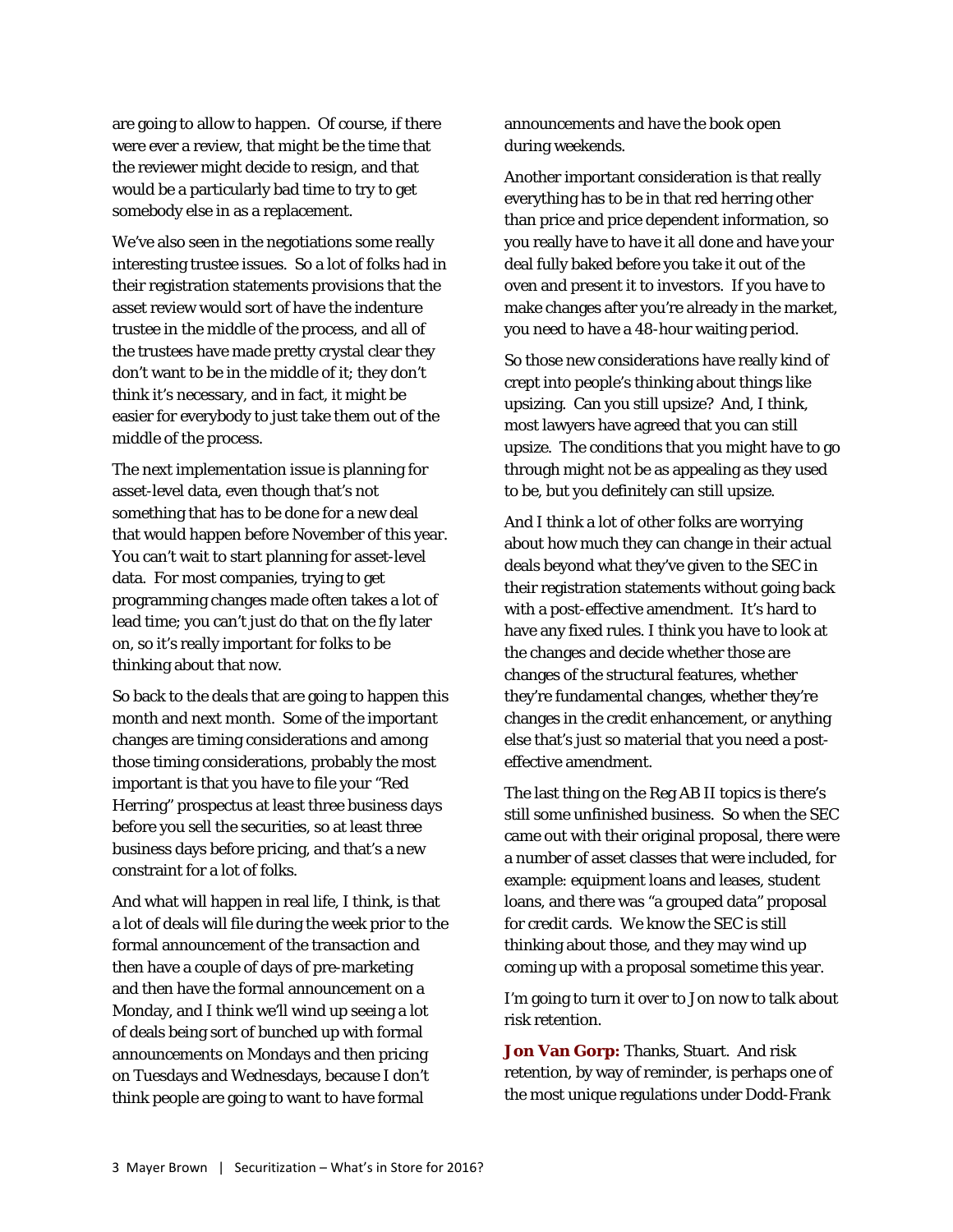are going to allow to happen. Of course, if there were ever a review, that might be the time that the reviewer might decide to resign, and that would be a particularly bad time to try to get somebody else in as a replacement.

We've also seen in the negotiations some really interesting trustee issues. So a lot of folks had in their registration statements provisions that the asset review would sort of have the indenture trustee in the middle of the process, and all of the trustees have made pretty crystal clear they don't want to be in the middle of it; they don't think it's necessary, and in fact, it might be easier for everybody to just take them out of the middle of the process.

The next implementation issue is planning for asset-level data, even though that's not something that has to be done for a new deal that would happen before November of this year. You can't wait to start planning for asset-level data. For most companies, trying to get programming changes made often takes a lot of lead time; you can't just do that on the fly later on, so it's really important for folks to be thinking about that now.

So back to the deals that are going to happen this month and next month. Some of the important changes are timing considerations and among those timing considerations, probably the most important is that you have to file your "Red Herring" prospectus at least three business days before you sell the securities, so at least three business days before pricing, and that's a new constraint for a lot of folks.

And what will happen in real life, I think, is that a lot of deals will file during the week prior to the formal announcement of the transaction and then have a couple of days of pre-marketing and then have the formal announcement on a Monday, and I think we'll wind up seeing a lot of deals being sort of bunched up with formal announcements on Mondays and then pricing on Tuesdays and Wednesdays, because I don't think people are going to want to have formal announcements and have the book open during weekends.

Another important consideration is that really everything has to be in that red herring other than price and price dependent information, so you really have to have it all done and have your deal fully baked before you take it out of the oven and present it to investors. If you have to make changes after you're already in the market, you need to have a 48-hour waiting period.

So those new considerations have really kind of crept into people's thinking about things like upsizing. Can you still upsize? And, I think, most lawyers have agreed that you can still upsize. The conditions that you might have to go through might not be as appealing as they used to be, but you definitely can still upsize.

And I think a lot of other folks are worrying about how much they can change in their actual deals beyond what they've given to the SEC in their registration statements without going back with a post-effective amendment. It's hard to have any fixed rules. I think you have to look at the changes and decide whether those are changes of the structural features, whether they're fundamental changes, whether they're changes in the credit enhancement, or anything else that's just so material that you need a post-effective amendment.

The last thing on the Reg AB II topics is there's still some unfinished business. So when the SEC came out with their original proposal, there were a number of asset classes that were included, for example: equipment loans and leases, student loans, and there was "a grouped data" proposal for credit cards. We know the SEC is still thinking about those, and they may wind up coming up with a proposal sometime this year.

I'm going to turn it over to Jon now to talk about risk retention.

**Jon Van Gorp:** Thanks, Stuart. And risk retention, by way of reminder, is perhaps one of the most unique regulations under Dodd-Frank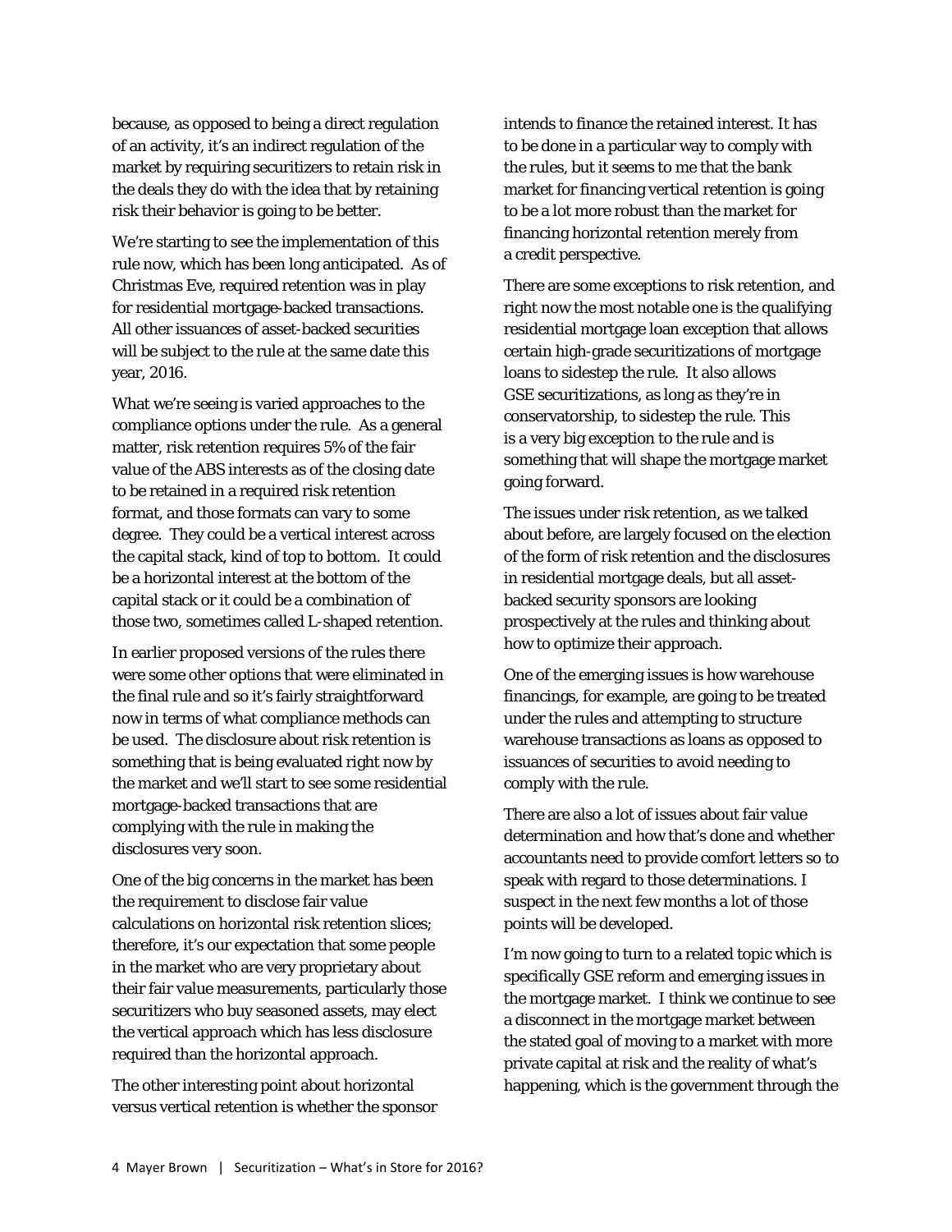because, as opposed to being a direct regulation of an activity, it's an indirect regulation of the market by requiring securitizers to retain risk in the deals they do with the idea that by retaining risk their behavior is going to be better.

We're starting to see the implementation of this rule now, which has been long anticipated. As of Christmas Eve, required retention was in play for residential mortgage-backed transactions. All other issuances of asset-backed securities will be subject to the rule at the same date this year, 2016.

What we're seeing is varied approaches to the compliance options under the rule. As a general matter, risk retention requires 5% of the fair value of the ABS interests as of the closing date to be retained in a required risk retention format, and those formats can vary to some degree. They could be a vertical interest across the capital stack, kind of top to bottom. It could be a horizontal interest at the bottom of the capital stack or it could be a combination of those two, sometimes called L-shaped retention.

In earlier proposed versions of the rules there were some other options that were eliminated in the final rule and so it's fairly straightforward now in terms of what compliance methods can be used. The disclosure about risk retention is something that is being evaluated right now by the market and we'll start to see some residential mortgage-backed transactions that are complying with the rule in making the disclosures very soon.

One of the big concerns in the market has been the requirement to disclose fair value calculations on horizontal risk retention slices; therefore, it's our expectation that some people in the market who are very proprietary about their fair value measurements, particularly those securitizers who buy seasoned assets, may elect the vertical approach which has less disclosure required than the horizontal approach.

The other interesting point about horizontal versus vertical retention is whether the sponsor intends to finance the retained interest. It has to be done in a particular way to comply with the rules, but it seems to me that the bank market for financing vertical retention is going to be a lot more robust than the market for financing horizontal retention merely from a credit perspective.

There are some exceptions to risk retention, and right now the most notable one is the qualifying residential mortgage loan exception that allows certain high-grade securitizations of mortgage loans to sidestep the rule. It also allows GSE securitizations, as long as they're in conservatorship, to sidestep the rule. This is a very big exception to the rule and is something that will shape the mortgage market going forward.

The issues under risk retention, as we talked about before, are largely focused on the election of the form of risk retention and the disclosures in residential mortgage deals, but all asset-backed security sponsors are looking prospectively at the rules and thinking about how to optimize their approach.

One of the emerging issues is how warehouse financings, for example, are going to be treated under the rules and attempting to structure warehouse transactions as loans as opposed to issuances of securities to avoid needing to comply with the rule.

There are also a lot of issues about fair value determination and how that's done and whether accountants need to provide comfort letters so to speak with regard to those determinations. I suspect in the next few months a lot of those points will be developed.

I'm now going to turn to a related topic which is specifically GSE reform and emerging issues in the mortgage market. I think we continue to see a disconnect in the mortgage market between the stated goal of moving to a market with more private capital at risk and the reality of what's happening, which is the government through the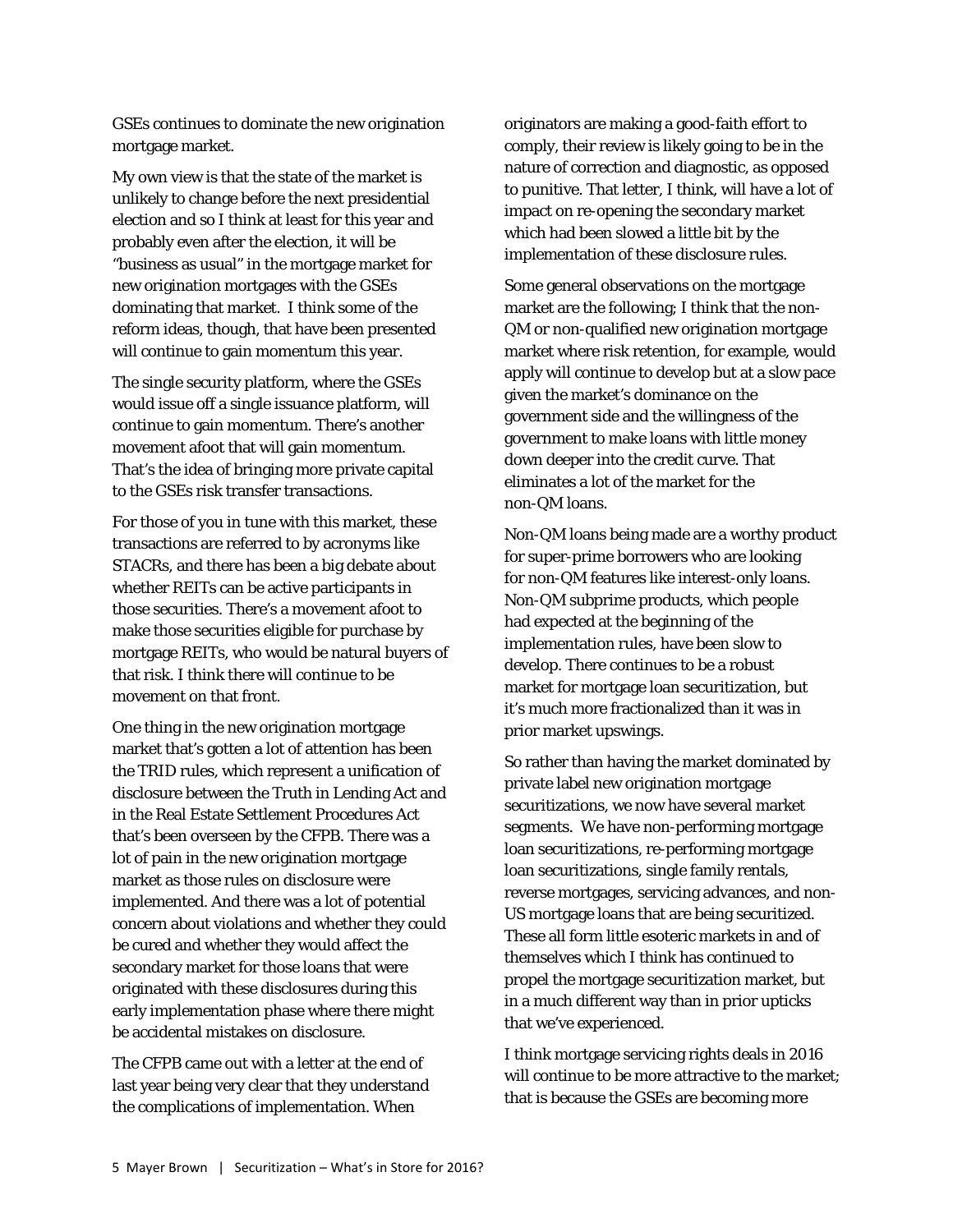GSEs continues to dominate the new origination mortgage market.

My own view is that the state of the market is unlikely to change before the next presidential election and so I think at least for this year and probably even after the election, it will be "business as usual" in the mortgage market for new origination mortgages with the GSEs dominating that market. I think some of the reform ideas, though, that have been presented will continue to gain momentum this year.

The single security platform, where the GSEs would issue off a single issuance platform, will continue to gain momentum. There's another movement afoot that will gain momentum. That's the idea of bringing more private capital to the GSEs risk transfer transactions.

For those of you in tune with this market, these transactions are referred to by acronyms like STACRs, and there has been a big debate about whether REITs can be active participants in those securities. There's a movement afoot to make those securities eligible for purchase by mortgage REITs, who would be natural buyers of that risk. I think there will continue to be movement on that front.

One thing in the new origination mortgage market that's gotten a lot of attention has been the TRID rules, which represent a unification of disclosure between the Truth in Lending Act and in the Real Estate Settlement Procedures Act that's been overseen by the CFPB. There was a lot of pain in the new origination mortgage market as those rules on disclosure were implemented. And there was a lot of potential concern about violations and whether they could be cured and whether they would affect the secondary market for those loans that were originated with these disclosures during this early implementation phase where there might be accidental mistakes on disclosure.

The CFPB came out with a letter at the end of last year being very clear that they understand the complications of implementation. When originators are making a good-faith effort to comply, their review is likely going to be in the nature of correction and diagnostic, as opposed to punitive. That letter, I think, will have a lot of impact on re-opening the secondary market which had been slowed a little bit by the implementation of these disclosure rules.

Some general observations on the mortgage market are the following; I think that the non-QM or non-qualified new origination mortgage market where risk retention, for example, would apply will continue to develop but at a slow pace given the market's dominance on the government side and the willingness of the government to make loans with little money down deeper into the credit curve. That eliminates a lot of the market for the non-QM loans.

Non-QM loans being made are a worthy product for super-prime borrowers who are looking for non-QM features like interest-only loans. Non-QM subprime products, which people had expected at the beginning of the implementation rules, have been slow to develop. There continues to be a robust market for mortgage loan securitization, but it's much more fractionalized than it was in prior market upswings.

So rather than having the market dominated by private label new origination mortgage securitizations, we now have several market segments. We have non-performing mortgage loan securitizations, re-performing mortgage loan securitizations, single family rentals, reverse mortgages, servicing advances, and non-US mortgage loans that are being securitized. These all form little esoteric markets in and of themselves which I think has continued to propel the mortgage securitization market, but in a much different way than in prior upticks that we've experienced.

I think mortgage servicing rights deals in 2016 will continue to be more attractive to the market; that is because the GSEs are becoming more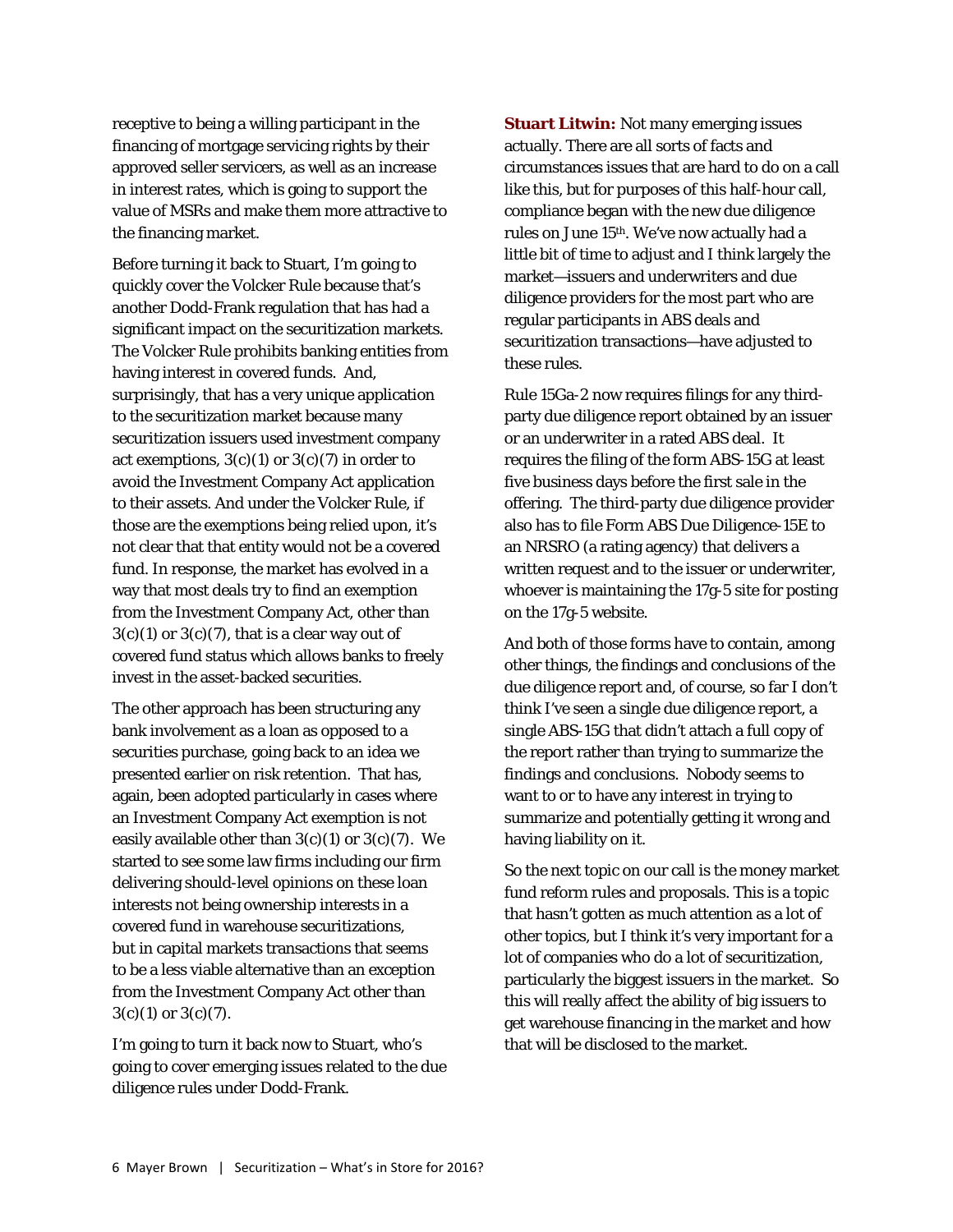receptive to being a willing participant in the financing of mortgage servicing rights by their approved seller servicers, as well as an increase in interest rates, which is going to support the value of MSRs and make them more attractive to the financing market.

Before turning it back to Stuart, I'm going to quickly cover the Volcker Rule because that's another Dodd-Frank regulation that has had a significant impact on the securitization markets. The Volcker Rule prohibits banking entities from having interest in covered funds. And, surprisingly, that has a very unique application to the securitization market because many securitization issuers used investment company act exemptions, 3(c)(1) or 3(c)(7) in order to avoid the Investment Company Act application to their assets. And under the Volcker Rule, if those are the exemptions being relied upon, it's not clear that that entity would not be a covered fund. In response, the market has evolved in a way that most deals try to find an exemption from the Investment Company Act, other than 3(c)(1) or 3(c)(7), that is a clear way out of covered fund status which allows banks to freely invest in the asset-backed securities.

The other approach has been structuring any bank involvement as a loan as opposed to a securities purchase, going back to an idea we presented earlier on risk retention. That has, again, been adopted particularly in cases where an Investment Company Act exemption is not easily available other than 3(c)(1) or 3(c)(7). We started to see some law firms including our firm delivering should-level opinions on these loan interests not being ownership interests in a covered fund in warehouse securitizations, but in capital markets transactions that seems to be a less viable alternative than an exception from the Investment Company Act other than 3(c)(1) or 3(c)(7).

I'm going to turn it back now to Stuart, who's going to cover emerging issues related to the due diligence rules under Dodd-Frank.

**Stuart Litwin:** Not many emerging issues actually. There are all sorts of facts and circumstances issues that are hard to do on a call like this, but for purposes of this half-hour call, compliance began with the new due diligence rules on June 15th. We've now actually had a little bit of time to adjust and I think largely the market—issuers and underwriters and due diligence providers for the most part who are regular participants in ABS deals and securitization transactions—have adjusted to these rules.

Rule 15Ga-2 now requires filings for any third-party due diligence report obtained by an issuer or an underwriter in a rated ABS deal. It requires the filing of the form ABS-15G at least five business days before the first sale in the offering. The third-party due diligence provider also has to file Form ABS Due Diligence-15E to an NRSRO (a rating agency) that delivers a written request and to the issuer or underwriter, whoever is maintaining the 17g-5 site for posting on the 17g-5 website.

And both of those forms have to contain, among other things, the findings and conclusions of the due diligence report and, of course, so far I don't think I've seen a single due diligence report, a single ABS-15G that didn't attach a full copy of the report rather than trying to summarize the findings and conclusions. Nobody seems to want to or to have any interest in trying to summarize and potentially getting it wrong and having liability on it.

So the next topic on our call is the money market fund reform rules and proposals. This is a topic that hasn't gotten as much attention as a lot of other topics, but I think it's very important for a lot of companies who do a lot of securitization, particularly the biggest issuers in the market. So this will really affect the ability of big issuers to get warehouse financing in the market and how that will be disclosed to the market.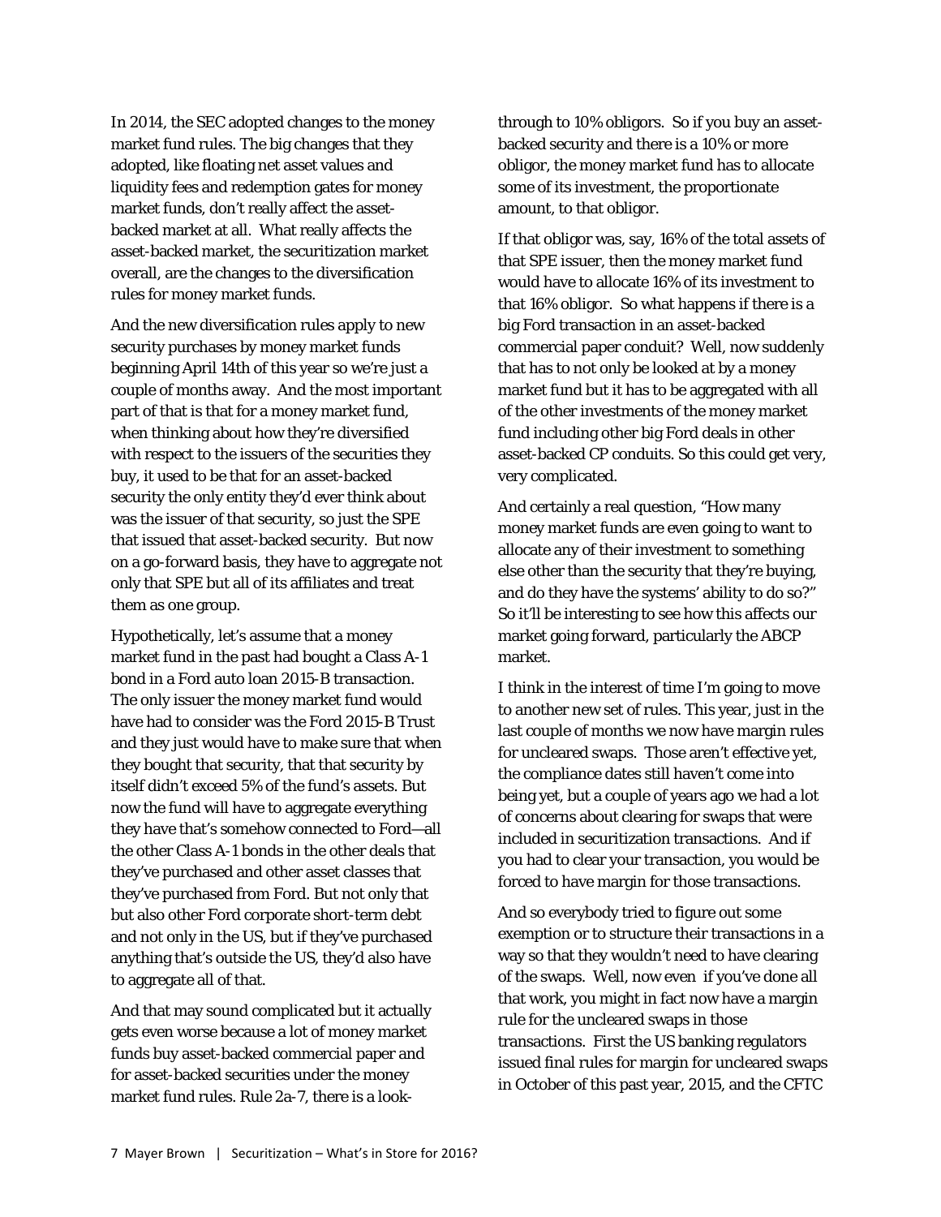In 2014, the SEC adopted changes to the money market fund rules. The big changes that they adopted, like floating net asset values and liquidity fees and redemption gates for money market funds, don't really affect the asset-backed market at all. What really affects the asset-backed market, the securitization market overall, are the changes to the diversification rules for money market funds.

And the new diversification rules apply to new security purchases by money market funds beginning April 14th of this year so we're just a couple of months away. And the most important part of that is that for a money market fund, when thinking about how they're diversified with respect to the issuers of the securities they buy, it used to be that for an asset-backed security the only entity they'd ever think about was the issuer of that security, so just the SPE that issued that asset-backed security. But now on a go-forward basis, they have to aggregate not only that SPE but all of its affiliates and treat them as one group.

Hypothetically, let's assume that a money market fund in the past had bought a Class A-1 bond in a Ford auto loan 2015-B transaction. The only issuer the money market fund would have had to consider was the Ford 2015-B Trust and they just would have to make sure that when they bought that security, that that security by itself didn't exceed 5% of the fund's assets. But now the fund will have to aggregate everything they have that's somehow connected to Ford—all the other Class A-1 bonds in the other deals that they've purchased and other asset classes that they've purchased from Ford. But not only that but also other Ford corporate short-term debt and not only in the US, but if they've purchased anything that's outside the US, they'd also have to aggregate all of that.

And that may sound complicated but it actually gets even worse because a lot of money market funds buy asset-backed commercial paper and for asset-backed securities under the money market fund rules. Rule 2a-7, there is a look-through to 10% obligors. So if you buy an asset-backed security and there is a 10% or more obligor, the money market fund has to allocate some of its investment, the proportionate amount, to that obligor.

If that obligor was, say, 16% of the total assets of that SPE issuer, then the money market fund would have to allocate 16% of its investment to that 16% obligor. So what happens if there is a big Ford transaction in an asset-backed commercial paper conduit? Well, now suddenly that has to not only be looked at by a money market fund but it has to be aggregated with all of the other investments of the money market fund including other big Ford deals in other asset-backed CP conduits. So this could get very, very complicated.

And certainly a real question, "How many money market funds are even going to want to allocate any of their investment to something else other than the security that they're buying, and do they have the systems' ability to do so?" So it'll be interesting to see how this affects our market going forward, particularly the ABCP market.

I think in the interest of time I'm going to move to another new set of rules. This year, just in the last couple of months we now have margin rules for uncleared swaps. Those aren't effective yet, the compliance dates still haven't come into being yet, but a couple of years ago we had a lot of concerns about clearing for swaps that were included in securitization transactions. And if you had to clear your transaction, you would be forced to have margin for those transactions.

And so everybody tried to figure out some exemption or to structure their transactions in a way so that they wouldn't need to have clearing of the swaps. Well, now even if you've done all that work, you might in fact now have a margin rule for the uncleared swaps in those transactions. First the US banking regulators issued final rules for margin for uncleared swaps in October of this past year, 2015, and the CFTC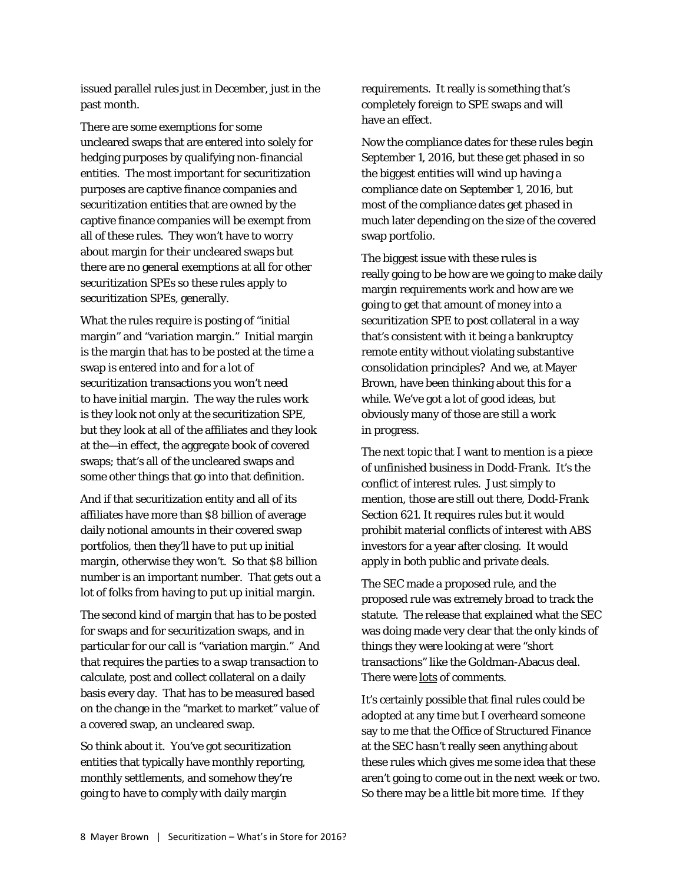issued parallel rules just in December, just in the past month.

There are some exemptions for some uncleared swaps that are entered into solely for hedging purposes by qualifying non-financial entities. The most important for securitization purposes are captive finance companies and securitization entities that are owned by the captive finance companies will be exempt from all of these rules. They won't have to worry about margin for their uncleared swaps but there are no general exemptions at all for other securitization SPEs so these rules apply to securitization SPEs, generally.

What the rules require is posting of "initial margin" and "variation margin." Initial margin is the margin that has to be posted at the time a swap is entered into and for a lot of securitization transactions you won't need to have initial margin. The way the rules work is they look not only at the securitization SPE, but they look at all of the affiliates and they look at the—in effect, the aggregate book of covered swaps; that's all of the uncleared swaps and some other things that go into that definition.

And if that securitization entity and all of its affiliates have more than $8 billion of average daily notional amounts in their covered swap portfolios, then they'll have to put up initial margin, otherwise they won't. So that $8 billion number is an important number. That gets out a lot of folks from having to put up initial margin.

The second kind of margin that has to be posted for swaps and for securitization swaps, and in particular for our call is "variation margin." And that requires the parties to a swap transaction to calculate, post and collect collateral on a daily basis every day. That has to be measured based on the change in the "market to market" value of a covered swap, an uncleared swap.

So think about it. You've got securitization entities that typically have monthly reporting, monthly settlements, and somehow they're going to have to comply with daily margin requirements. It really is something that's completely foreign to SPE swaps and will have an effect.

Now the compliance dates for these rules begin September 1, 2016, but these get phased in so the biggest entities will wind up having a compliance date on September 1, 2016, but most of the compliance dates get phased in much later depending on the size of the covered swap portfolio.

The biggest issue with these rules is really going to be how are we going to make daily margin requirements work and how are we going to get that amount of money into a securitization SPE to post collateral in a way that's consistent with it being a bankruptcy remote entity without violating substantive consolidation principles? And we, at Mayer Brown, have been thinking about this for a while. We've got a lot of good ideas, but obviously many of those are still a work in progress.

The next topic that I want to mention is a piece of unfinished business in Dodd-Frank. It's the conflict of interest rules. Just simply to mention, those are still out there, Dodd-Frank Section 621. It requires rules but it would prohibit material conflicts of interest with ABS investors for a year after closing. It would apply in both public and private deals.

The SEC made a proposed rule, and the proposed rule was extremely broad to track the statute. The release that explained what the SEC was doing made very clear that the only kinds of things they were looking at were "short transactions" like the Goldman-Abacus deal. There were <u>lots</u> of comments.

It's certainly possible that final rules could be adopted at any time but I overheard someone say to me that the Office of Structured Finance at the SEC hasn't really seen anything about these rules which gives me some idea that these aren't going to come out in the next week or two. So there may be a little bit more time. If they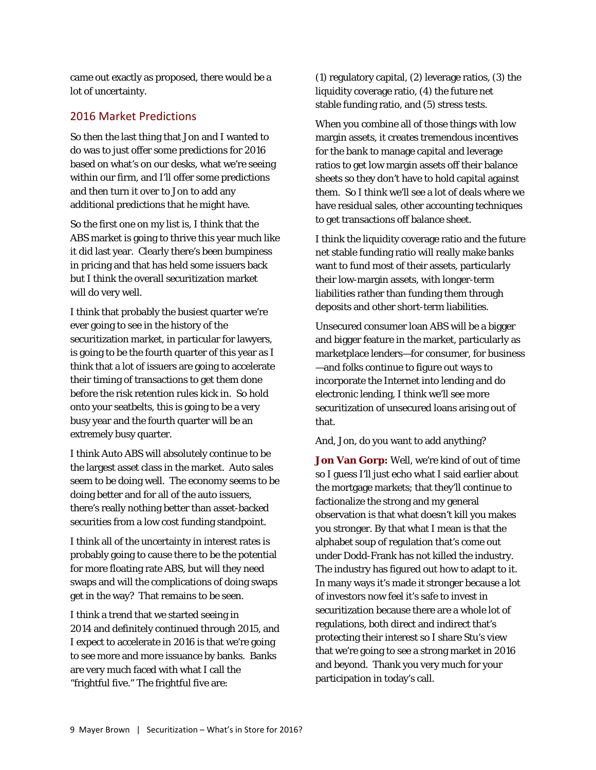came out exactly as proposed, there would be a lot of uncertainty.

## 2016 Market Predictions

So then the last thing that Jon and I wanted to do was to just offer some predictions for 2016 based on what's on our desks, what we're seeing within our firm, and I'll offer some predictions and then turn it over to Jon to add any additional predictions that he might have.

So the first one on my list is, I think that the ABS market is going to thrive this year much like it did last year. Clearly there's been bumpiness in pricing and that has held some issuers back but I think the overall securitization market will do very well.

I think that probably the busiest quarter we're ever going to see in the history of the securitization market, in particular for lawyers, is going to be the fourth quarter of this year as I think that a lot of issuers are going to accelerate their timing of transactions to get them done before the risk retention rules kick in. So hold onto your seatbelts, this is going to be a very busy year and the fourth quarter will be an extremely busy quarter.

I think Auto ABS will absolutely continue to be the largest asset class in the market. Auto sales seem to be doing well. The economy seems to be doing better and for all of the auto issuers, there's really nothing better than asset-backed securities from a low cost funding standpoint.

I think all of the uncertainty in interest rates is probably going to cause there to be the potential for more floating rate ABS, but will they need swaps and will the complications of doing swaps get in the way? That remains to be seen.

I think a trend that we started seeing in 2014 and definitely continued through 2015, and I expect to accelerate in 2016 is that we're going to see more and more issuance by banks. Banks are very much faced with what I call the "frightful five." The frightful five are: (1) regulatory capital, (2) leverage ratios, (3) the liquidity coverage ratio, (4) the future net stable funding ratio, and (5) stress tests.

When you combine all of those things with low margin assets, it creates tremendous incentives for the bank to manage capital and leverage ratios to get low margin assets off their balance sheets so they don't have to hold capital against them. So I think we'll see a lot of deals where we have residual sales, other accounting techniques to get transactions off balance sheet.

I think the liquidity coverage ratio and the future net stable funding ratio will really make banks want to fund most of their assets, particularly their low-margin assets, with longer-term liabilities rather than funding them through deposits and other short-term liabilities.

Unsecured consumer loan ABS will be a bigger and bigger feature in the market, particularly as marketplace lenders—for consumer, for business—and folks continue to figure out ways to incorporate the Internet into lending and do electronic lending, I think we'll see more securitization of unsecured loans arising out of that.

And, Jon, do you want to add anything?

**Jon Van Gorp:** Well, we're kind of out of time so I guess I'll just echo what I said earlier about the mortgage markets; that they'll continue to factionalize the strong and my general observation is that what doesn't kill you makes you stronger. By that what I mean is that the alphabet soup of regulation that's come out under Dodd-Frank has not killed the industry. The industry has figured out how to adapt to it. In many ways it's made it stronger because a lot of investors now feel it's safe to invest in securitization because there are a whole lot of regulations, both direct and indirect that's protecting their interest so I share Stu's view that we're going to see a strong market in 2016 and beyond. Thank you very much for your participation in today's call.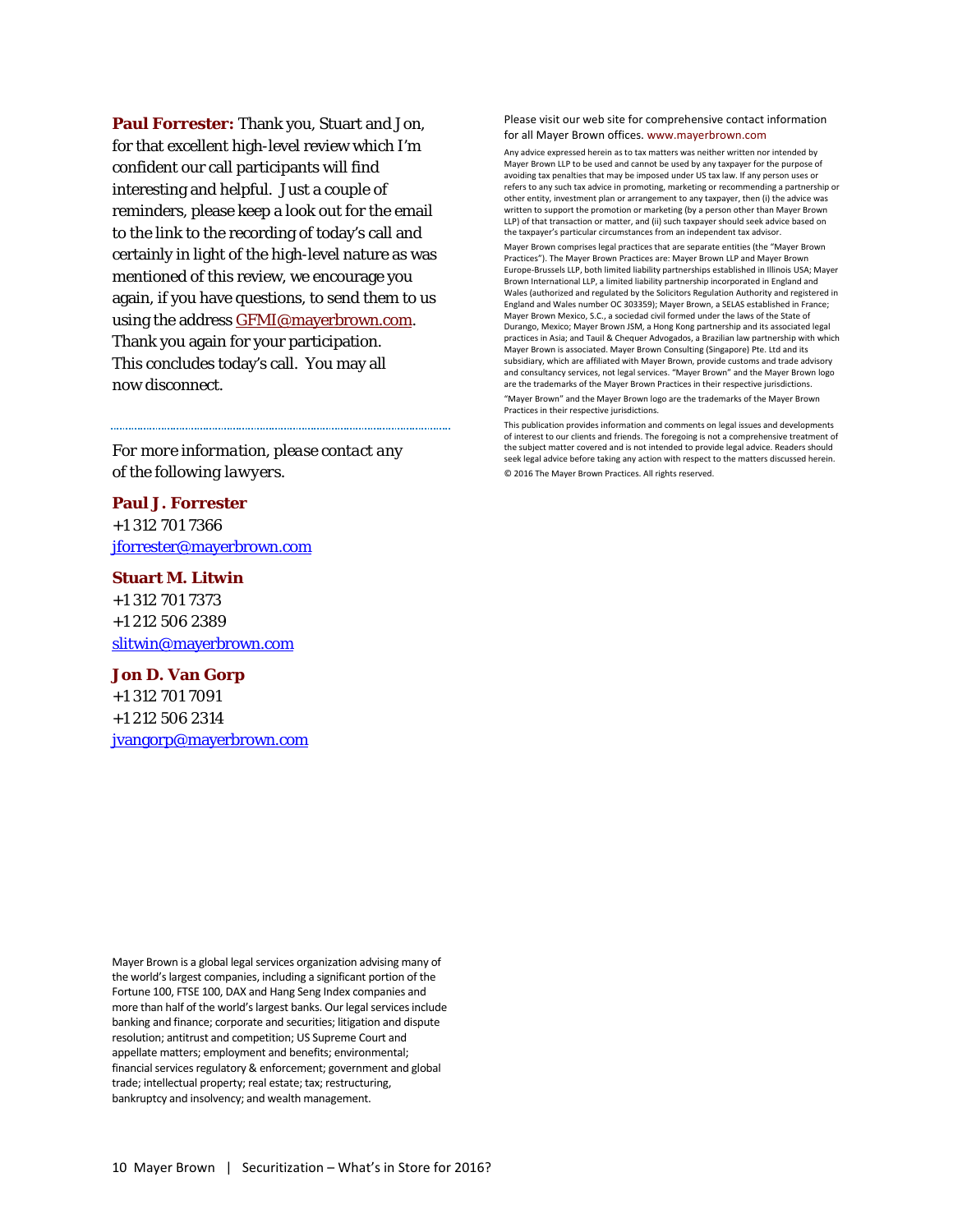**Paul Forrester:** Thank you, Stuart and Jon, for that excellent high-level review which I'm confident our call participants will find interesting and helpful. Just a couple of reminders, please keep a look out for the email to the link to the recording of today's call and certainly in light of the high-level nature as was mentioned of this review, we encourage you again, if you have questions, to send them to us using the address GFMI@mayerbrown.com. Thank you again for your participation. This concludes today's call. You may all now disconnect.

---

*For more information, please contact any of the following lawyers.*

**Paul J. Forrester**
+1 312 701 7366
jforrester@mayerbrown.com

**Stuart M. Litwin**
+1 312 701 7373
+1 212 506 2389
slitwin@mayerbrown.com

**Jon D. Van Gorp**
+1 312 701 7091
+1 212 506 2314
jvangorp@mayerbrown.com

Mayer Brown is a global legal services organization advising many of the world's largest companies, including a significant portion of the Fortune 100, FTSE 100, DAX and Hang Seng Index companies and more than half of the world's largest banks. Our legal services include banking and finance; corporate and securities; litigation and dispute resolution; antitrust and competition; US Supreme Court and appellate matters; employment and benefits; environmental; financial services regulatory & enforcement; government and global trade; intellectual property; real estate; tax; restructuring, bankruptcy and insolvency; and wealth management.

Please visit our web site for comprehensive contact information for all Mayer Brown offices. www.mayerbrown.com

Any advice expressed herein as to tax matters was neither written nor intended by Mayer Brown LLP to be used and cannot be used by any taxpayer for the purpose of avoiding tax penalties that may be imposed under US tax law. If any person uses or refers to any such tax advice in promoting, marketing or recommending a partnership or other entity, investment plan or arrangement to any taxpayer, then (i) the advice was written to support the promotion or marketing (by a person other than Mayer Brown LLP) of that transaction or matter, and (ii) such taxpayer should seek advice based on the taxpayer's particular circumstances from an independent tax advisor.

Mayer Brown comprises legal practices that are separate entities (the "Mayer Brown Practices"). The Mayer Brown Practices are: Mayer Brown LLP and Mayer Brown Europe-Brussels LLP, both limited liability partnerships established in Illinois USA; Mayer Brown International LLP, a limited liability partnership incorporated in England and Wales (authorized and regulated by the Solicitors Regulation Authority and registered in England and Wales number OC 303359); Mayer Brown, a SELAS established in France; Mayer Brown Mexico, S.C., a sociedad civil formed under the laws of the State of Durango, Mexico; Mayer Brown JSM, a Hong Kong partnership and its associated legal practices in Asia; and Tauil & Chequer Advogados, a Brazilian law partnership with which Mayer Brown is associated. Mayer Brown Consulting (Singapore) Pte. Ltd and its subsidiary, which are affiliated with Mayer Brown, provide customs and trade advisory and consultancy services, not legal services. "Mayer Brown" and the Mayer Brown logo are the trademarks of the Mayer Brown Practices in their respective jurisdictions.

"Mayer Brown" and the Mayer Brown logo are the trademarks of the Mayer Brown Practices in their respective jurisdictions.

This publication provides information and comments on legal issues and developments of interest to our clients and friends. The foregoing is not a comprehensive treatment of the subject matter covered and is not intended to provide legal advice. Readers should seek legal advice before taking any action with respect to the matters discussed herein.

© 2016 The Mayer Brown Practices. All rights reserved.